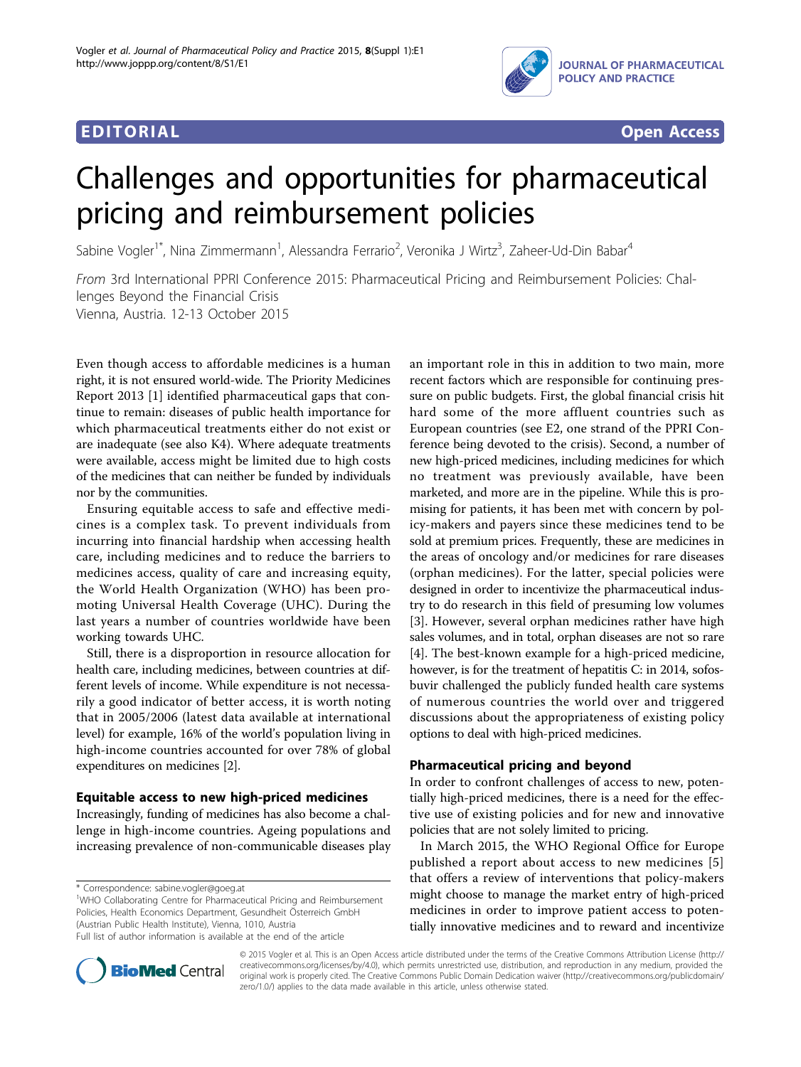## EDITORIAL

Open Access

# Challenges and opportunities for pharmaceutical pricing and reimbursement policies

Sabine Vogler[1*], Nina Zimmermann[1], Alessandra Ferrario[2], Veronika J Wirtz[3], Zaheer-Ud-Din Babar[4]

*From* 3rd International PPRI Conference 2015: Pharmaceutical Pricing and Reimbursement Policies: Challenges Beyond the Financial Crisis
Vienna, Austria. 12-13 October 2015

Even though access to affordable medicines is a human right, it is not ensured world-wide. The Priority Medicines Report 2013 [1] identified pharmaceutical gaps that continue to remain: diseases of public health importance for which pharmaceutical treatments either do not exist or are inadequate (see also K4). Where adequate treatments were available, access might be limited due to high costs of the medicines that can neither be funded by individuals nor by the communities.

Ensuring equitable access to safe and effective medicines is a complex task. To prevent individuals from incurring into financial hardship when accessing health care, including medicines and to reduce the barriers to medicines access, quality of care and increasing equity, the World Health Organization (WHO) has been promoting Universal Health Coverage (UHC). During the last years a number of countries worldwide have been working towards UHC.

Still, there is a disproportion in resource allocation for health care, including medicines, between countries at different levels of income. While expenditure is not necessarily a good indicator of better access, it is worth noting that in 2005/2006 (latest data available at international level) for example, 16% of the world's population living in high-income countries accounted for over 78% of global expenditures on medicines [2].

### Equitable access to new high-priced medicines

Increasingly, funding of medicines has also become a challenge in high-income countries. Ageing populations and increasing prevalence of non-communicable diseases play an important role in this in addition to two main, more recent factors which are responsible for continuing pressure on public budgets. First, the global financial crisis hit hard some of the more affluent countries such as European countries (see E2, one strand of the PPRI Conference being devoted to the crisis). Second, a number of new high-priced medicines, including medicines for which no treatment was previously available, have been marketed, and more are in the pipeline. While this is promising for patients, it has been met with concern by policy-makers and payers since these medicines tend to be sold at premium prices. Frequently, these are medicines in the areas of oncology and/or medicines for rare diseases (orphan medicines). For the latter, special policies were designed in order to incentivize the pharmaceutical industry to do research in this field of presuming low volumes [3]. However, several orphan medicines rather have high sales volumes, and in total, orphan diseases are not so rare [4]. The best-known example for a high-priced medicine, however, is for the treatment of hepatitis C: in 2014, sofosbuvir challenged the publicly funded health care systems of numerous countries the world over and triggered discussions about the appropriateness of existing policy options to deal with high-priced medicines.

### Pharmaceutical pricing and beyond

In order to confront challenges of access to new, potentially high-priced medicines, there is a need for the effective use of existing policies and for new and innovative policies that are not solely limited to pricing.

In March 2015, the WHO Regional Office for Europe published a report about access to new medicines [5] that offers a review of interventions that policy-makers might choose to manage the market entry of high-priced medicines in order to improve patient access to potentially innovative medicines and to reward and incentivize

\* Correspondence: sabine.vogler@goeg.at
[1]WHO Collaborating Centre for Pharmaceutical Pricing and Reimbursement Policies, Health Economics Department, Gesundheit Österreich GmbH (Austrian Public Health Institute), Vienna, 1010, Austria
Full list of author information is available at the end of the article

© 2015 Vogler et al. This is an Open Access article distributed under the terms of the Creative Commons Attribution License (http://creativecommons.org/licenses/by/4.0), which permits unrestricted use, distribution, and reproduction in any medium, provided the original work is properly cited. The Creative Commons Public Domain Dedication waiver (http://creativecommons.org/publicdomain/zero/1.0/) applies to the data made available in this article, unless otherwise stated.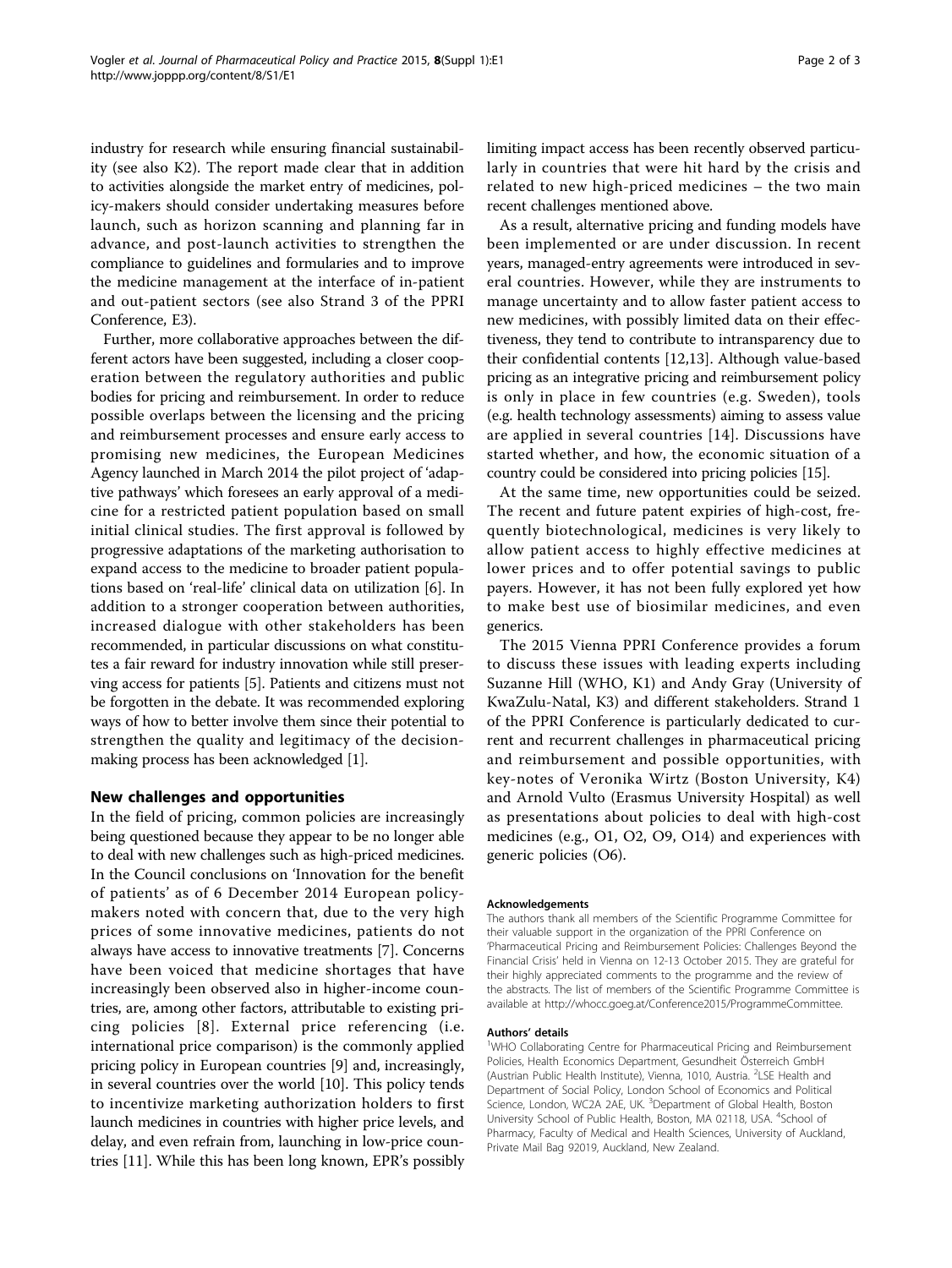industry for research while ensuring financial sustainability (see also K2). The report made clear that in addition to activities alongside the market entry of medicines, policy-makers should consider undertaking measures before launch, such as horizon scanning and planning far in advance, and post-launch activities to strengthen the compliance to guidelines and formularies and to improve the medicine management at the interface of in-patient and out-patient sectors (see also Strand 3 of the PPRI Conference, E3).

Further, more collaborative approaches between the different actors have been suggested, including a closer cooperation between the regulatory authorities and public bodies for pricing and reimbursement. In order to reduce possible overlaps between the licensing and the pricing and reimbursement processes and ensure early access to promising new medicines, the European Medicines Agency launched in March 2014 the pilot project of 'adaptive pathways' which foresees an early approval of a medicine for a restricted patient population based on small initial clinical studies. The first approval is followed by progressive adaptations of the marketing authorisation to expand access to the medicine to broader patient populations based on 'real-life' clinical data on utilization [6]. In addition to a stronger cooperation between authorities, increased dialogue with other stakeholders has been recommended, in particular discussions on what constitutes a fair reward for industry innovation while still preserving access for patients [5]. Patients and citizens must not be forgotten in the debate. It was recommended exploring ways of how to better involve them since their potential to strengthen the quality and legitimacy of the decision-making process has been acknowledged [1].

## New challenges and opportunities

In the field of pricing, common policies are increasingly being questioned because they appear to be no longer able to deal with new challenges such as high-priced medicines. In the Council conclusions on 'Innovation for the benefit of patients' as of 6 December 2014 European policy-makers noted with concern that, due to the very high prices of some innovative medicines, patients do not always have access to innovative treatments [7]. Concerns have been voiced that medicine shortages that have increasingly been observed also in higher-income countries, are, among other factors, attributable to existing pricing policies [8]. External price referencing (i.e. international price comparison) is the commonly applied pricing policy in European countries [9] and, increasingly, in several countries over the world [10]. This policy tends to incentivize marketing authorization holders to first launch medicines in countries with higher price levels, and delay, and even refrain from, launching in low-price countries [11]. While this has been long known, EPR's possibly limiting impact access has been recently observed particularly in countries that were hit hard by the crisis and related to new high-priced medicines – the two main recent challenges mentioned above.

As a result, alternative pricing and funding models have been implemented or are under discussion. In recent years, managed-entry agreements were introduced in several countries. However, while they are instruments to manage uncertainty and to allow faster patient access to new medicines, with possibly limited data on their effectiveness, they tend to contribute to intransparency due to their confidential contents [12,13]. Although value-based pricing as an integrative pricing and reimbursement policy is only in place in few countries (e.g. Sweden), tools (e.g. health technology assessments) aiming to assess value are applied in several countries [14]. Discussions have started whether, and how, the economic situation of a country could be considered into pricing policies [15].

At the same time, new opportunities could be seized. The recent and future patent expiries of high-cost, frequently biotechnological, medicines is very likely to allow patient access to highly effective medicines at lower prices and to offer potential savings to public payers. However, it has not been fully explored yet how to make best use of biosimilar medicines, and even generics.

The 2015 Vienna PPRI Conference provides a forum to discuss these issues with leading experts including Suzanne Hill (WHO, K1) and Andy Gray (University of KwaZulu-Natal, K3) and different stakeholders. Strand 1 of the PPRI Conference is particularly dedicated to current and recurrent challenges in pharmaceutical pricing and reimbursement and possible opportunities, with key-notes of Veronika Wirtz (Boston University, K4) and Arnold Vulto (Erasmus University Hospital) as well as presentations about policies to deal with high-cost medicines (e.g., O1, O2, O9, O14) and experiences with generic policies (O6).

#### Acknowledgements

The authors thank all members of the Scientific Programme Committee for their valuable support in the organization of the PPRI Conference on 'Pharmaceutical Pricing and Reimbursement Policies: Challenges Beyond the Financial Crisis' held in Vienna on 12-13 October 2015. They are grateful for their highly appreciated comments to the programme and the review of the abstracts. The list of members of the Scientific Programme Committee is available at http://whocc.goeg.at/Conference2015/ProgrammeCommittee.

#### Authors' details

[1]WHO Collaborating Centre for Pharmaceutical Pricing and Reimbursement Policies, Health Economics Department, Gesundheit Österreich GmbH (Austrian Public Health Institute), Vienna, 1010, Austria. [2]LSE Health and Department of Social Policy, London School of Economics and Political Science, London, WC2A 2AE, UK. [3]Department of Global Health, Boston University School of Public Health, Boston, MA 02118, USA. [4]School of Pharmacy, Faculty of Medical and Health Sciences, University of Auckland, Private Mail Bag 92019, Auckland, New Zealand.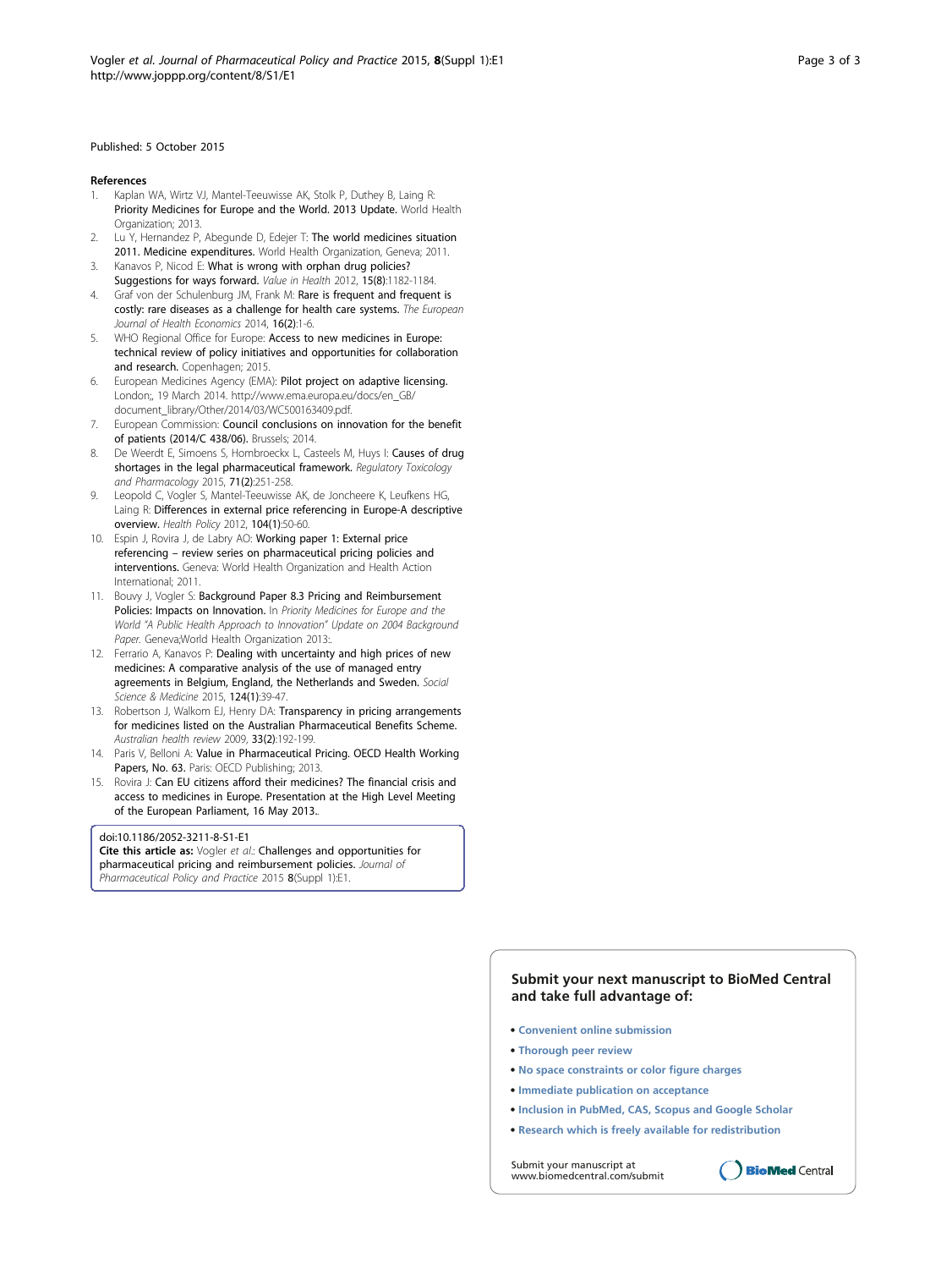Published: 5 October 2015

## References

1. Kaplan WA, Wirtz VJ, Mantel-Teeuwisse AK, Stolk P, Duthey B, Laing R: **Priority Medicines for Europe and the World. 2013 Update.** World Health Organization; 2013.
2. Lu Y, Hernandez P, Abegunde D, Edejer T: **The world medicines situation 2011. Medicine expenditures.** World Health Organization, Geneva; 2011.
3. Kanavos P, Nicod E: **What is wrong with orphan drug policies? Suggestions for ways forward.** *Value in Health* 2012, **15(8)**:1182-1184.
4. Graf von der Schulenburg JM, Frank M: **Rare is frequent and frequent is costly: rare diseases as a challenge for health care systems.** *The European Journal of Health Economics* 2014, **16(2)**:1-6.
5. WHO Regional Office for Europe: **Access to new medicines in Europe: technical review of policy initiatives and opportunities for collaboration and research.** Copenhagen; 2015.
6. European Medicines Agency (EMA): **Pilot project on adaptive licensing.** London;, 19 March 2014. http://www.ema.europa.eu/docs/en_GB/document_library/Other/2014/03/WC500163409.pdf.
7. European Commission: **Council conclusions on innovation for the benefit of patients (2014/C 438/06).** Brussels; 2014.
8. De Weerdt E, Simoens S, Hombroeckx L, Casteels M, Huys I: **Causes of drug shortages in the legal pharmaceutical framework.** *Regulatory Toxicology and Pharmacology* 2015, **71(2)**:251-258.
9. Leopold C, Vogler S, Mantel-Teeuwisse AK, de Joncheere K, Leufkens HG, Laing R: **Differences in external price referencing in Europe-A descriptive overview.** *Health Policy* 2012, **104(1)**:50-60.
10. Espin J, Rovira J, de Labry AO: **Working paper 1: External price referencing – review series on pharmaceutical pricing policies and interventions.** Geneva: World Health Organization and Health Action International; 2011.
11. Bouvy J, Vogler S: **Background Paper 8.3 Pricing and Reimbursement Policies: Impacts on Innovation.** In *Priority Medicines for Europe and the World "A Public Health Approach to Innovation" Update on 2004 Background Paper.* Geneva;World Health Organization 2013:.
12. Ferrario A, Kanavos P: **Dealing with uncertainty and high prices of new medicines: A comparative analysis of the use of managed entry agreements in Belgium, England, the Netherlands and Sweden.** *Social Science & Medicine* 2015, **124(1)**:39-47.
13. Robertson J, Walkom EJ, Henry DA: **Transparency in pricing arrangements for medicines listed on the Australian Pharmaceutical Benefits Scheme.** *Australian health review* 2009, **33(2)**:192-199.
14. Paris V, Belloni A: **Value in Pharmaceutical Pricing. OECD Health Working Papers, No. 63.** Paris: OECD Publishing; 2013.
15. Rovira J: **Can EU citizens afford their medicines? The financial crisis and access to medicines in Europe. Presentation at the High Level Meeting of the European Parliament, 16 May 2013.**.

doi:10.1186/2052-3211-8-S1-E1

**Cite this article as:** Vogler *et al.*: Challenges and opportunities for pharmaceutical pricing and reimbursement policies. *Journal of Pharmaceutical Policy and Practice* 2015 **8**(Suppl 1):E1.

**Submit your next manuscript to BioMed Central and take full advantage of:**

- Convenient online submission
- Thorough peer review
- No space constraints or color figure charges
- Immediate publication on acceptance
- Inclusion in PubMed, CAS, Scopus and Google Scholar
- Research which is freely available for redistribution

Submit your manuscript at www.biomedcentral.com/submit

BioMed Central